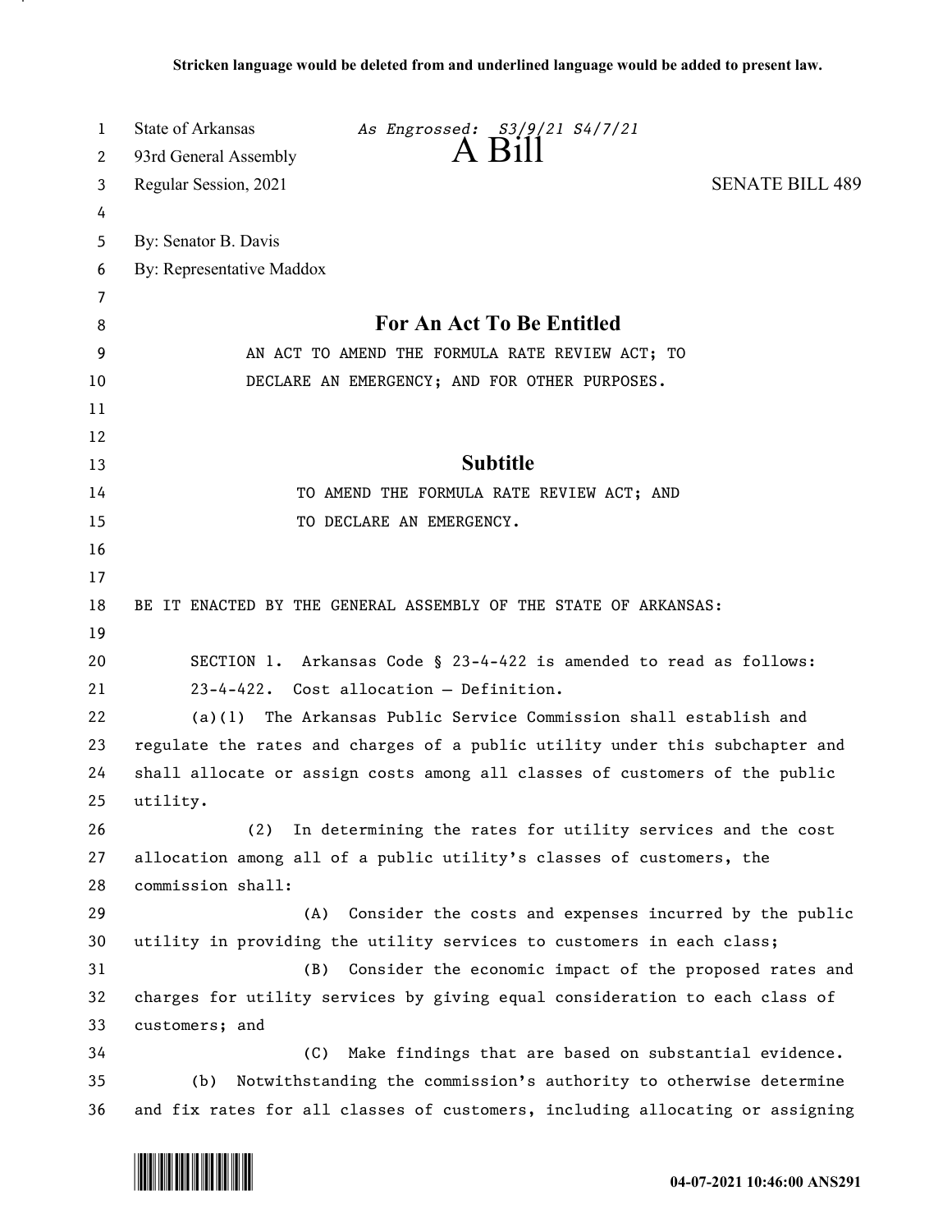Stricken language would be deleted from and underlined language would be added to present law.

State of Arkansas *As Engrossed: S3/9/21 S4/7/21*
93rd General Assembly **A Bill**
Regular Session, 2021 SENATE BILL 489

By: Senator B. Davis
By: Representative Maddox

## For An Act To Be Entitled

AN ACT TO AMEND THE FORMULA RATE REVIEW ACT; TO DECLARE AN EMERGENCY; AND FOR OTHER PURPOSES.

## Subtitle

TO AMEND THE FORMULA RATE REVIEW ACT; AND TO DECLARE AN EMERGENCY.

BE IT ENACTED BY THE GENERAL ASSEMBLY OF THE STATE OF ARKANSAS:

SECTION 1. Arkansas Code § 23-4-422 is amended to read as follows:

23-4-422. Cost allocation — Definition.

(a)(1) The Arkansas Public Service Commission shall establish and regulate the rates and charges of a public utility under this subchapter and shall allocate or assign costs among all classes of customers of the public utility.

(2) In determining the rates for utility services and the cost allocation among all of a public utility's classes of customers, the commission shall:

(A) Consider the costs and expenses incurred by the public utility in providing the utility services to customers in each class;

(B) Consider the economic impact of the proposed rates and charges for utility services by giving equal consideration to each class of customers; and

(C) Make findings that are based on substantial evidence.

(b) Notwithstanding the commission's authority to otherwise determine and fix rates for all classes of customers, including allocating or assigning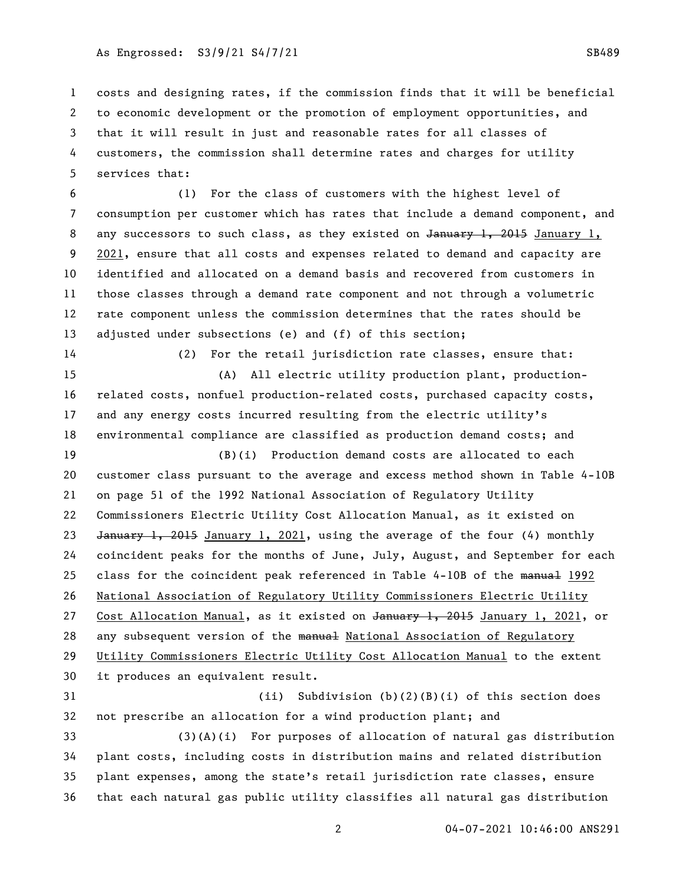costs and designing rates, if the commission finds that it will be beneficial to economic development or the promotion of employment opportunities, and that it will result in just and reasonable rates for all classes of customers, the commission shall determine rates and charges for utility services that:

(1) For the class of customers with the highest level of consumption per customer which has rates that include a demand component, and any successors to such class, as they existed on ~~January 1, 2015~~ January 1, 2021, ensure that all costs and expenses related to demand and capacity are identified and allocated on a demand basis and recovered from customers in those classes through a demand rate component and not through a volumetric rate component unless the commission determines that the rates should be adjusted under subsections (e) and (f) of this section;

(2) For the retail jurisdiction rate classes, ensure that:

(A) All electric utility production plant, production-related costs, nonfuel production-related costs, purchased capacity costs, and any energy costs incurred resulting from the electric utility's environmental compliance are classified as production demand costs; and

(B)(i) Production demand costs are allocated to each customer class pursuant to the average and excess method shown in Table 4-10B on page 51 of the 1992 National Association of Regulatory Utility Commissioners Electric Utility Cost Allocation Manual, as it existed on ~~January 1, 2015~~ January 1, 2021, using the average of the four (4) monthly coincident peaks for the months of June, July, August, and September for each class for the coincident peak referenced in Table 4-10B of the ~~manual~~ 1992 National Association of Regulatory Utility Commissioners Electric Utility Cost Allocation Manual, as it existed on ~~January 1, 2015~~ January 1, 2021, or any subsequent version of the ~~manual~~ National Association of Regulatory Utility Commissioners Electric Utility Cost Allocation Manual to the extent it produces an equivalent result.

(ii) Subdivision (b)(2)(B)(i) of this section does not prescribe an allocation for a wind production plant; and

(3)(A)(i) For purposes of allocation of natural gas distribution plant costs, including costs in distribution mains and related distribution plant expenses, among the state's retail jurisdiction rate classes, ensure that each natural gas public utility classifies all natural gas distribution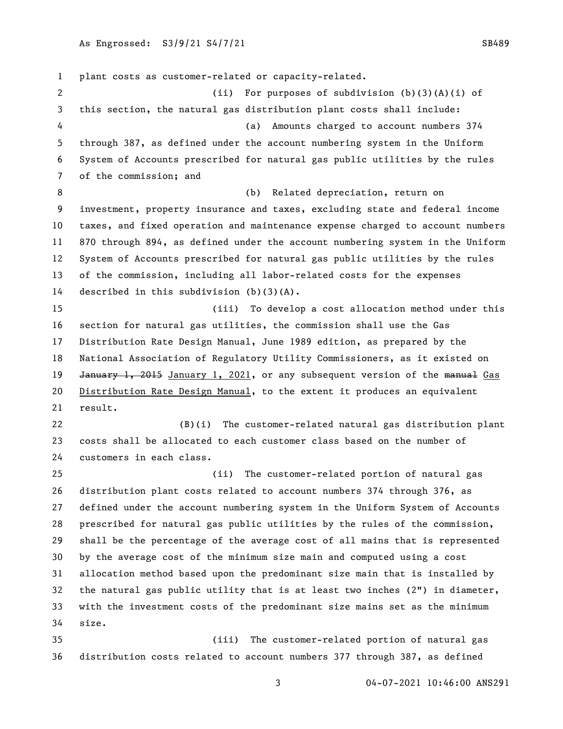plant costs as customer-related or capacity-related.

(ii) For purposes of subdivision (b)(3)(A)(i) of this section, the natural gas distribution plant costs shall include:

(a) Amounts charged to account numbers 374 through 387, as defined under the account numbering system in the Uniform System of Accounts prescribed for natural gas public utilities by the rules of the commission; and

(b) Related depreciation, return on investment, property insurance and taxes, excluding state and federal income taxes, and fixed operation and maintenance expense charged to account numbers 870 through 894, as defined under the account numbering system in the Uniform System of Accounts prescribed for natural gas public utilities by the rules of the commission, including all labor-related costs for the expenses described in this subdivision (b)(3)(A).

(iii) To develop a cost allocation method under this section for natural gas utilities, the commission shall use the Gas Distribution Rate Design Manual, June 1989 edition, as prepared by the National Association of Regulatory Utility Commissioners, as it existed on ~~January 1, 2015~~ <u>January 1, 2021</u>, or any subsequent version of the ~~manual~~ <u>Gas Distribution Rate Design Manual</u>, to the extent it produces an equivalent result.

(B)(i) The customer-related natural gas distribution plant costs shall be allocated to each customer class based on the number of customers in each class.

(ii) The customer-related portion of natural gas distribution plant costs related to account numbers 374 through 376, as defined under the account numbering system in the Uniform System of Accounts prescribed for natural gas public utilities by the rules of the commission, shall be the percentage of the average cost of all mains that is represented by the average cost of the minimum size main and computed using a cost allocation method based upon the predominant size main that is installed by the natural gas public utility that is at least two inches (2") in diameter, with the investment costs of the predominant size mains set as the minimum size.

(iii) The customer-related portion of natural gas distribution costs related to account numbers 377 through 387, as defined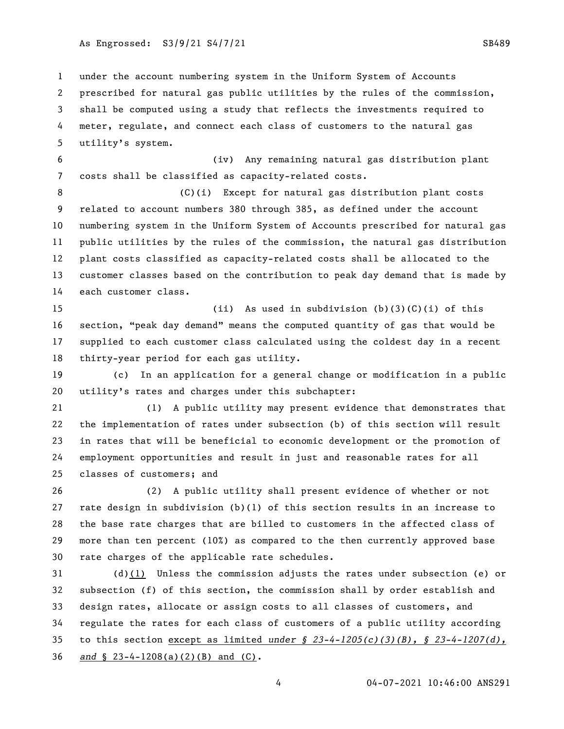under the account numbering system in the Uniform System of Accounts prescribed for natural gas public utilities by the rules of the commission, shall be computed using a study that reflects the investments required to meter, regulate, and connect each class of customers to the natural gas utility's system.

(iv) Any remaining natural gas distribution plant costs shall be classified as capacity-related costs.

(C)(i) Except for natural gas distribution plant costs related to account numbers 380 through 385, as defined under the account numbering system in the Uniform System of Accounts prescribed for natural gas public utilities by the rules of the commission, the natural gas distribution plant costs classified as capacity-related costs shall be allocated to the customer classes based on the contribution to peak day demand that is made by each customer class.

(ii) As used in subdivision (b)(3)(C)(i) of this section, "peak day demand" means the computed quantity of gas that would be supplied to each customer class calculated using the coldest day in a recent thirty-year period for each gas utility.

(c) In an application for a general change or modification in a public utility's rates and charges under this subchapter:

(1) A public utility may present evidence that demonstrates that the implementation of rates under subsection (b) of this section will result in rates that will be beneficial to economic development or the promotion of employment opportunities and result in just and reasonable rates for all classes of customers; and

(2) A public utility shall present evidence of whether or not rate design in subdivision (b)(1) of this section results in an increase to the base rate charges that are billed to customers in the affected class of more than ten percent (10%) as compared to the then currently approved base rate charges of the applicable rate schedules.

(d)(1) Unless the commission adjusts the rates under subsection (e) or subsection (f) of this section, the commission shall by order establish and design rates, allocate or assign costs to all classes of customers, and regulate the rates for each class of customers of a public utility according to this section except as limited *under § 23-4-1205(c)(3)(B), § 23-4-1207(d), and* § 23-4-1208(a)(2)(B) and (C).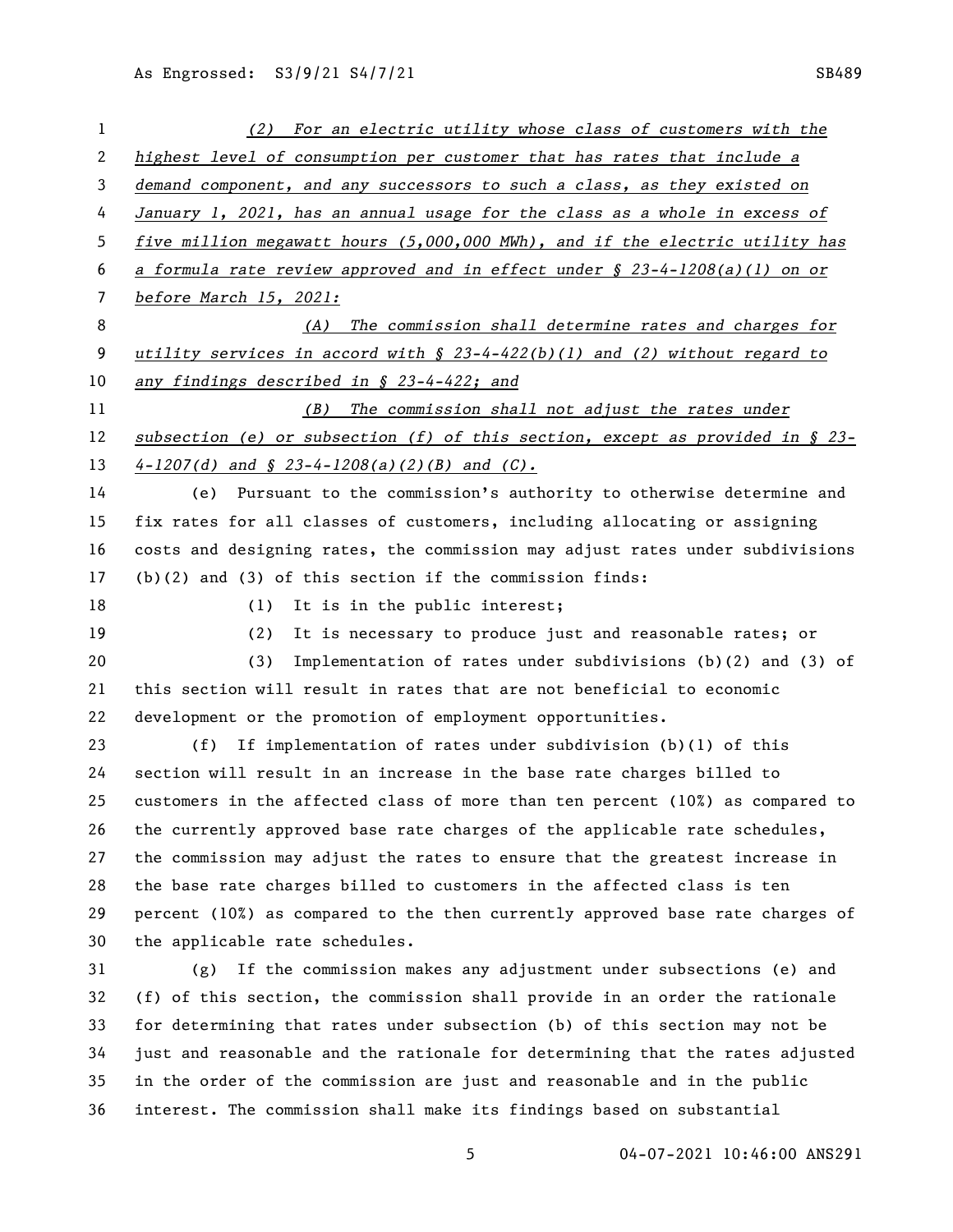*(2) For an electric utility whose class of customers with the highest level of consumption per customer that has rates that include a demand component, and any successors to such a class, as they existed on January 1, 2021, has an annual usage for the class as a whole in excess of five million megawatt hours (5,000,000 MWh), and if the electric utility has a formula rate review approved and in effect under § 23-4-1208(a)(1) on or before March 15, 2021:*

*(A) The commission shall determine rates and charges for utility services in accord with § 23-4-422(b)(1) and (2) without regard to any findings described in § 23-4-422; and*

*(B) The commission shall not adjust the rates under subsection (e) or subsection (f) of this section, except as provided in § 23-4-1207(d) and § 23-4-1208(a)(2)(B) and (C).*

(e) Pursuant to the commission's authority to otherwise determine and fix rates for all classes of customers, including allocating or assigning costs and designing rates, the commission may adjust rates under subdivisions (b)(2) and (3) of this section if the commission finds:

(1) It is in the public interest;

(2) It is necessary to produce just and reasonable rates; or

(3) Implementation of rates under subdivisions (b)(2) and (3) of this section will result in rates that are not beneficial to economic development or the promotion of employment opportunities.

(f) If implementation of rates under subdivision (b)(1) of this section will result in an increase in the base rate charges billed to customers in the affected class of more than ten percent (10%) as compared to the currently approved base rate charges of the applicable rate schedules, the commission may adjust the rates to ensure that the greatest increase in the base rate charges billed to customers in the affected class is ten percent (10%) as compared to the then currently approved base rate charges of the applicable rate schedules.

(g) If the commission makes any adjustment under subsections (e) and (f) of this section, the commission shall provide in an order the rationale for determining that rates under subsection (b) of this section may not be just and reasonable and the rationale for determining that the rates adjusted in the order of the commission are just and reasonable and in the public interest. The commission shall make its findings based on substantial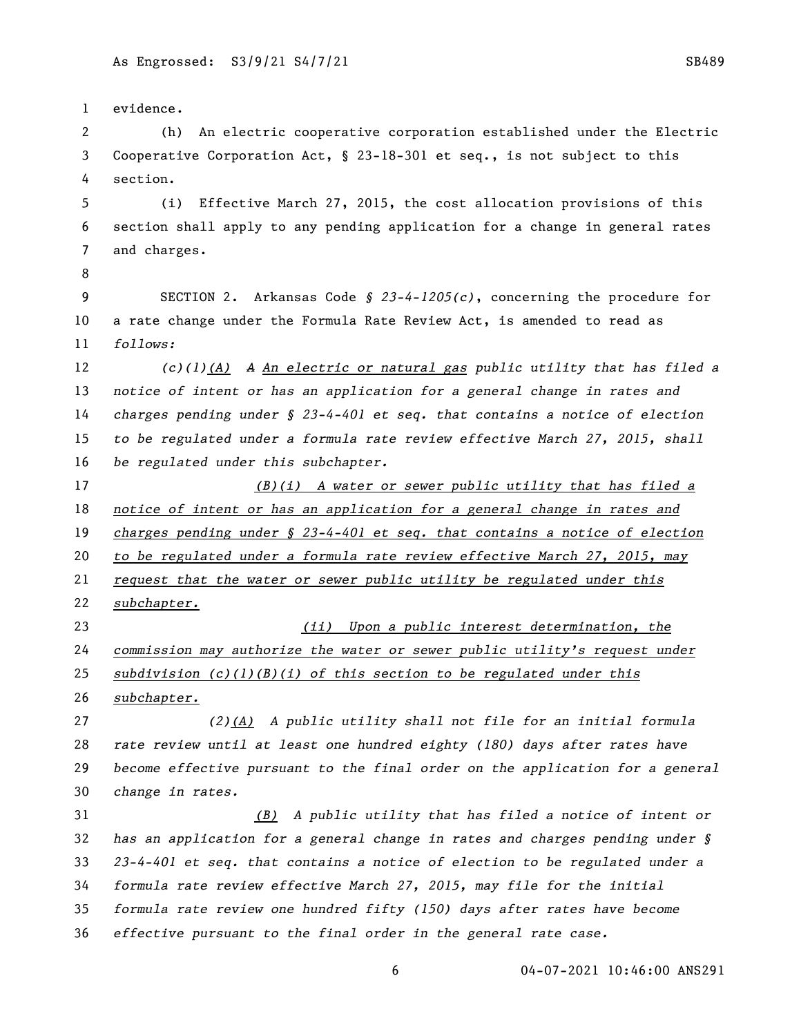evidence.

(h) An electric cooperative corporation established under the Electric Cooperative Corporation Act, § 23-18-301 et seq., is not subject to this section.

(i) Effective March 27, 2015, the cost allocation provisions of this section shall apply to any pending application for a change in general rates and charges.

SECTION 2. Arkansas Code *§ 23-4-1205(c)*, concerning the procedure for a rate change under the Formula Rate Review Act, is amended to read as *follows:*

*(c)(1)(A) ~~A~~ An electric or natural gas public utility that has filed a notice of intent or has an application for a general change in rates and charges pending under § 23-4-401 et seq. that contains a notice of election to be regulated under a formula rate review effective March 27, 2015, shall be regulated under this subchapter.*

*(B)(i) A water or sewer public utility that has filed a notice of intent or has an application for a general change in rates and charges pending under § 23-4-401 et seq. that contains a notice of election to be regulated under a formula rate review effective March 27, 2015, may request that the water or sewer public utility be regulated under this subchapter.*

*(ii) Upon a public interest determination, the commission may authorize the water or sewer public utility's request under subdivision (c)(1)(B)(i) of this section to be regulated under this subchapter.*

*(2)(A) A public utility shall not file for an initial formula rate review until at least one hundred eighty (180) days after rates have become effective pursuant to the final order on the application for a general change in rates.*

*(B) A public utility that has filed a notice of intent or has an application for a general change in rates and charges pending under § 23-4-401 et seq. that contains a notice of election to be regulated under a formula rate review effective March 27, 2015, may file for the initial formula rate review one hundred fifty (150) days after rates have become effective pursuant to the final order in the general rate case.*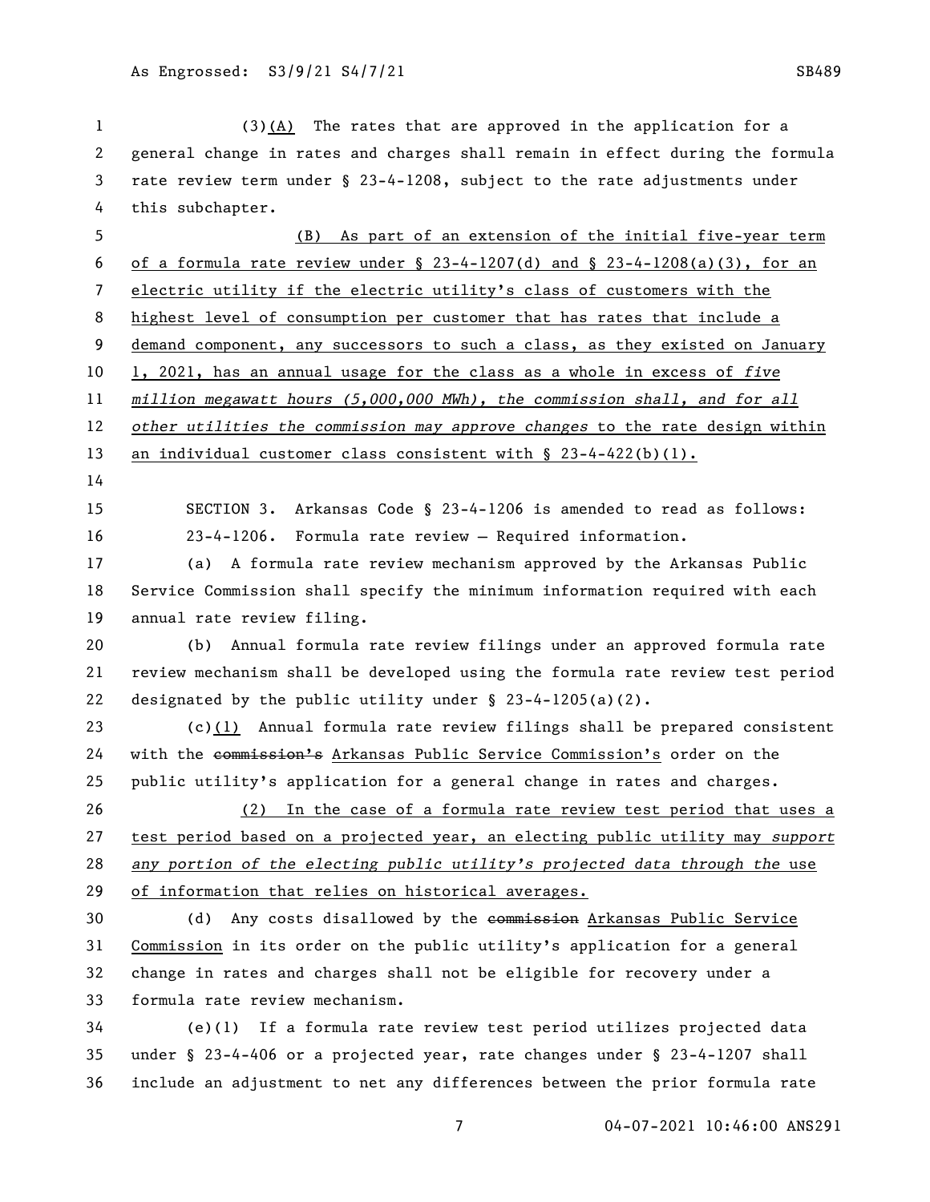(3)(A) The rates that are approved in the application for a general change in rates and charges shall remain in effect during the formula rate review term under § 23-4-1208, subject to the rate adjustments under this subchapter.

(B) As part of an extension of the initial five-year term of a formula rate review under § 23-4-1207(d) and § 23-4-1208(a)(3), for an electric utility if the electric utility's class of customers with the highest level of consumption per customer that has rates that include a demand component, any successors to such a class, as they existed on January 1, 2021, has an annual usage for the class as a whole in excess of *five million megawatt hours (5,000,000 MWh), the commission shall, and for all other utilities the commission may approve changes* to the rate design within an individual customer class consistent with § 23-4-422(b)(1).

SECTION 3. Arkansas Code § 23-4-1206 is amended to read as follows:

23-4-1206. Formula rate review — Required information.

(a) A formula rate review mechanism approved by the Arkansas Public Service Commission shall specify the minimum information required with each annual rate review filing.

(b) Annual formula rate review filings under an approved formula rate review mechanism shall be developed using the formula rate review test period designated by the public utility under § 23-4-1205(a)(2).

(c)(1) Annual formula rate review filings shall be prepared consistent with the ~~commission's~~ Arkansas Public Service Commission's order on the public utility's application for a general change in rates and charges.

(2) In the case of a formula rate review test period that uses a test period based on a projected year, an electing public utility may *support any portion of the electing public utility's projected data through the* use of information that relies on historical averages.

(d) Any costs disallowed by the ~~commission~~ Arkansas Public Service Commission in its order on the public utility's application for a general change in rates and charges shall not be eligible for recovery under a formula rate review mechanism.

(e)(1) If a formula rate review test period utilizes projected data under § 23-4-406 or a projected year, rate changes under § 23-4-1207 shall include an adjustment to net any differences between the prior formula rate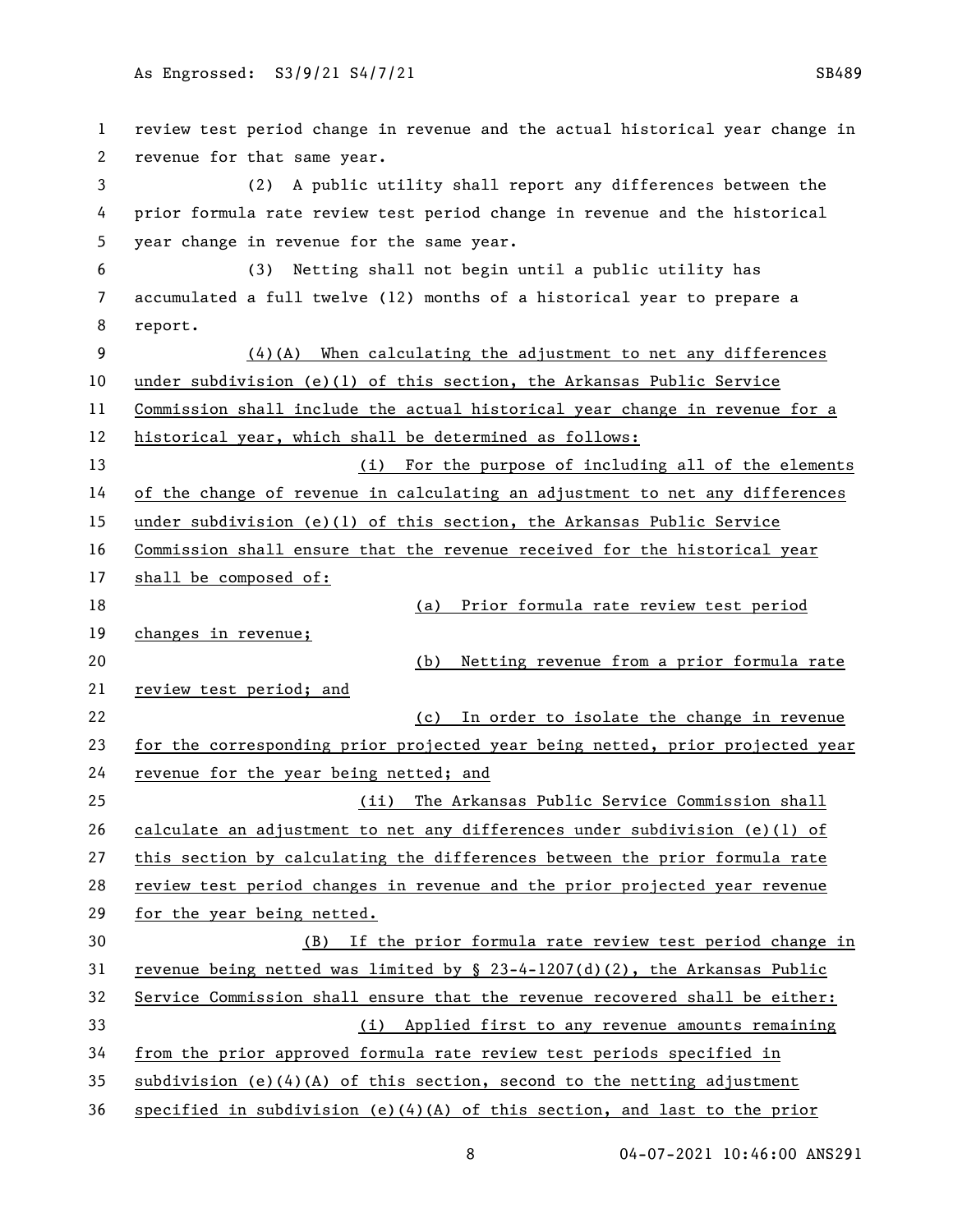review test period change in revenue and the actual historical year change in revenue for that same year.

(2) A public utility shall report any differences between the prior formula rate review test period change in revenue and the historical year change in revenue for the same year.

(3) Netting shall not begin until a public utility has accumulated a full twelve (12) months of a historical year to prepare a report.

(4)(A) When calculating the adjustment to net any differences under subdivision (e)(1) of this section, the Arkansas Public Service Commission shall include the actual historical year change in revenue for a historical year, which shall be determined as follows:

(i) For the purpose of including all of the elements of the change of revenue in calculating an adjustment to net any differences under subdivision (e)(1) of this section, the Arkansas Public Service Commission shall ensure that the revenue received for the historical year shall be composed of:

(a) Prior formula rate review test period changes in revenue;

(b) Netting revenue from a prior formula rate review test period; and

(c) In order to isolate the change in revenue for the corresponding prior projected year being netted, prior projected year revenue for the year being netted; and

(ii) The Arkansas Public Service Commission shall calculate an adjustment to net any differences under subdivision (e)(1) of this section by calculating the differences between the prior formula rate review test period changes in revenue and the prior projected year revenue for the year being netted.

(B) If the prior formula rate review test period change in revenue being netted was limited by § 23-4-1207(d)(2), the Arkansas Public Service Commission shall ensure that the revenue recovered shall be either:

(i) Applied first to any revenue amounts remaining from the prior approved formula rate review test periods specified in subdivision (e)(4)(A) of this section, second to the netting adjustment specified in subdivision (e)(4)(A) of this section, and last to the prior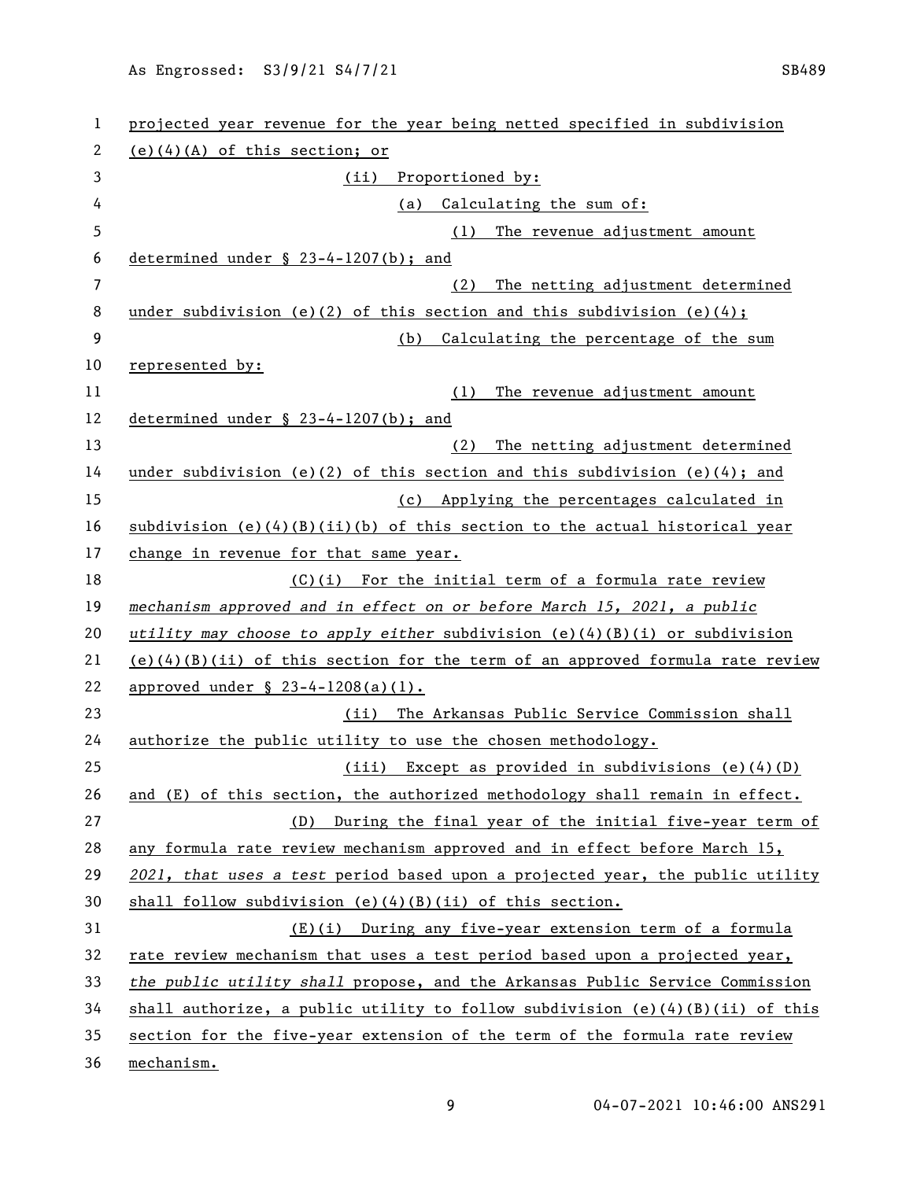projected year revenue for the year being netted specified in subdivision (e)(4)(A) of this section; or

(ii) Proportioned by:

(a) Calculating the sum of:

(1) The revenue adjustment amount determined under § 23-4-1207(b); and

(2) The netting adjustment determined under subdivision (e)(2) of this section and this subdivision (e)(4);

(b) Calculating the percentage of the sum represented by:

(1) The revenue adjustment amount determined under § 23-4-1207(b); and

(2) The netting adjustment determined under subdivision (e)(2) of this section and this subdivision (e)(4); and

(c) Applying the percentages calculated in subdivision (e)(4)(B)(ii)(b) of this section to the actual historical year change in revenue for that same year.

(C)(i) For the initial term of a formula rate review *mechanism approved and in effect on or before March 15, 2021, a public utility may choose to apply either* subdivision (e)(4)(B)(i) or subdivision (e)(4)(B)(ii) of this section for the term of an approved formula rate review approved under § 23-4-1208(a)(1).

(ii) The Arkansas Public Service Commission shall authorize the public utility to use the chosen methodology.

(iii) Except as provided in subdivisions (e)(4)(D) and (E) of this section, the authorized methodology shall remain in effect.

(D) During the final year of the initial five-year term of any formula rate review mechanism approved and in effect before March 15, *2021, that uses a test* period based upon a projected year, the public utility shall follow subdivision (e)(4)(B)(ii) of this section.

(E)(i) During any five-year extension term of a formula rate review mechanism that uses a test period based upon a projected year, *the public utility shall* propose, and the Arkansas Public Service Commission shall authorize, a public utility to follow subdivision (e)(4)(B)(ii) of this section for the five-year extension of the term of the formula rate review mechanism.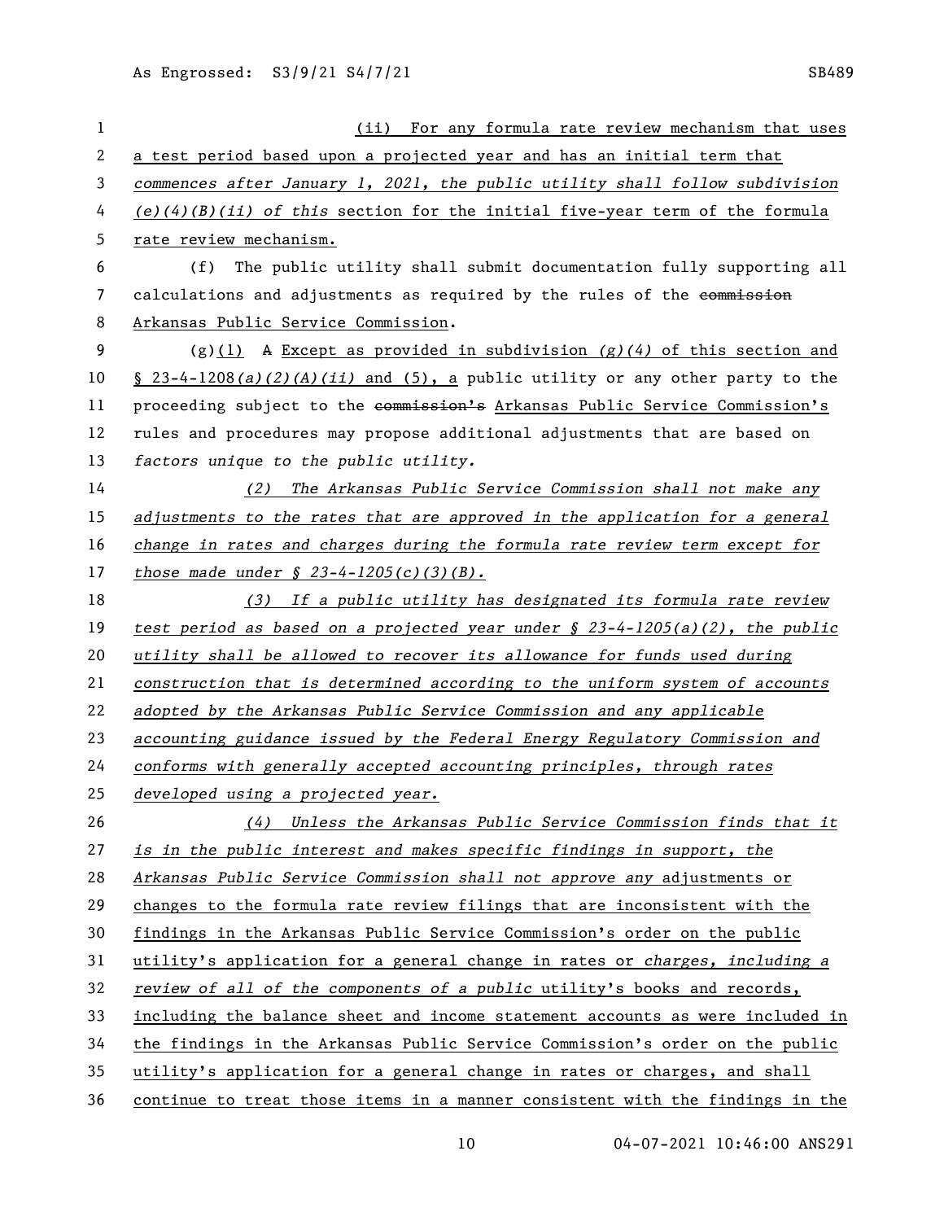(ii) For any formula rate review mechanism that uses a test period based upon a projected year and has an initial term that commences after January 1, 2021, the public utility shall follow subdivision (e)(4)(B)(ii) of this section for the initial five-year term of the formula rate review mechanism.

(f) The public utility shall submit documentation fully supporting all calculations and adjustments as required by the rules of the ~~commission~~ Arkansas Public Service Commission.

(g)(1) ~~A~~ Except as provided in subdivision (g)(4) of this section and § 23-4-1208(a)(2)(A)(ii) and (5), a public utility or any other party to the proceeding subject to the ~~commission's~~ Arkansas Public Service Commission's rules and procedures may propose additional adjustments that are based on factors unique to the public utility.

(2) The Arkansas Public Service Commission shall not make any adjustments to the rates that are approved in the application for a general change in rates and charges during the formula rate review term except for those made under § 23-4-1205(c)(3)(B).

(3) If a public utility has designated its formula rate review test period as based on a projected year under § 23-4-1205(a)(2), the public utility shall be allowed to recover its allowance for funds used during construction that is determined according to the uniform system of accounts adopted by the Arkansas Public Service Commission and any applicable accounting guidance issued by the Federal Energy Regulatory Commission and conforms with generally accepted accounting principles, through rates developed using a projected year.

(4) Unless the Arkansas Public Service Commission finds that it is in the public interest and makes specific findings in support, the Arkansas Public Service Commission shall not approve any adjustments or changes to the formula rate review filings that are inconsistent with the findings in the Arkansas Public Service Commission's order on the public utility's application for a general change in rates or charges, including a review of all of the components of a public utility's books and records, including the balance sheet and income statement accounts as were included in the findings in the Arkansas Public Service Commission's order on the public utility's application for a general change in rates or charges, and shall continue to treat those items in a manner consistent with the findings in the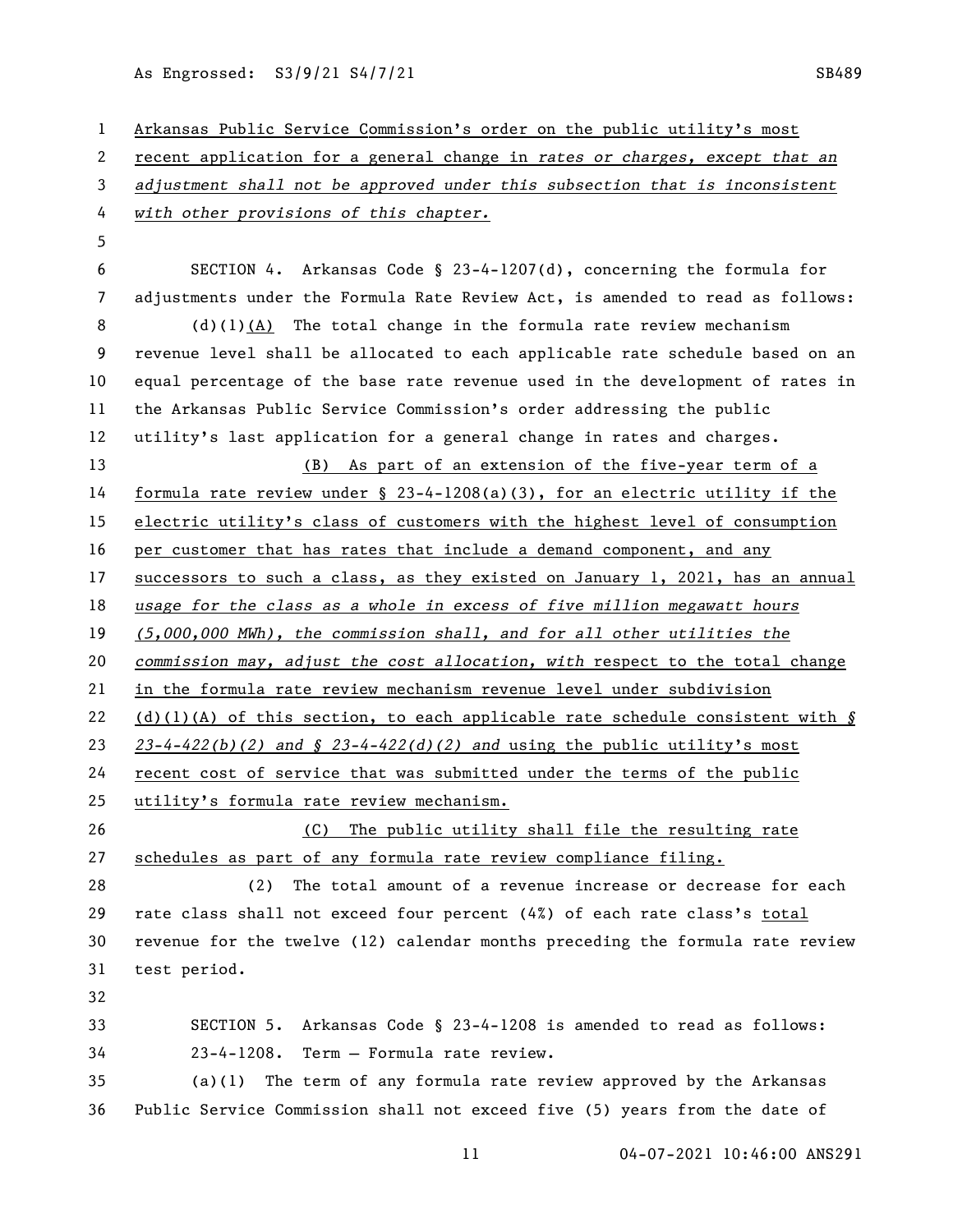Arkansas Public Service Commission's order on the public utility's most recent application for a general change in *rates or charges, except that an adjustment shall not be approved under this subsection that is inconsistent with other provisions of this chapter.*

SECTION 4. Arkansas Code § 23-4-1207(d), concerning the formula for adjustments under the Formula Rate Review Act, is amended to read as follows:

(d)(1)(A) The total change in the formula rate review mechanism revenue level shall be allocated to each applicable rate schedule based on an equal percentage of the base rate revenue used in the development of rates in the Arkansas Public Service Commission's order addressing the public utility's last application for a general change in rates and charges.

(B) As part of an extension of the five-year term of a formula rate review under § 23-4-1208(a)(3), for an electric utility if the electric utility's class of customers with the highest level of consumption per customer that has rates that include a demand component, and any successors to such a class, as they existed on January 1, 2021, has an annual *usage for the class as a whole in excess of five million megawatt hours (5,000,000 MWh), the commission shall, and for all other utilities the commission may, adjust the cost allocation, with* respect to the total change in the formula rate review mechanism revenue level under subdivision (d)(1)(A) of this section, to each applicable rate schedule consistent with *§ 23-4-422(b)(2) and § 23-4-422(d)(2) and* using the public utility's most recent cost of service that was submitted under the terms of the public utility's formula rate review mechanism.

(C) The public utility shall file the resulting rate schedules as part of any formula rate review compliance filing.

(2) The total amount of a revenue increase or decrease for each rate class shall not exceed four percent (4%) of each rate class's total revenue for the twelve (12) calendar months preceding the formula rate review test period.

SECTION 5. Arkansas Code § 23-4-1208 is amended to read as follows:

23-4-1208. Term — Formula rate review.

(a)(1) The term of any formula rate review approved by the Arkansas Public Service Commission shall not exceed five (5) years from the date of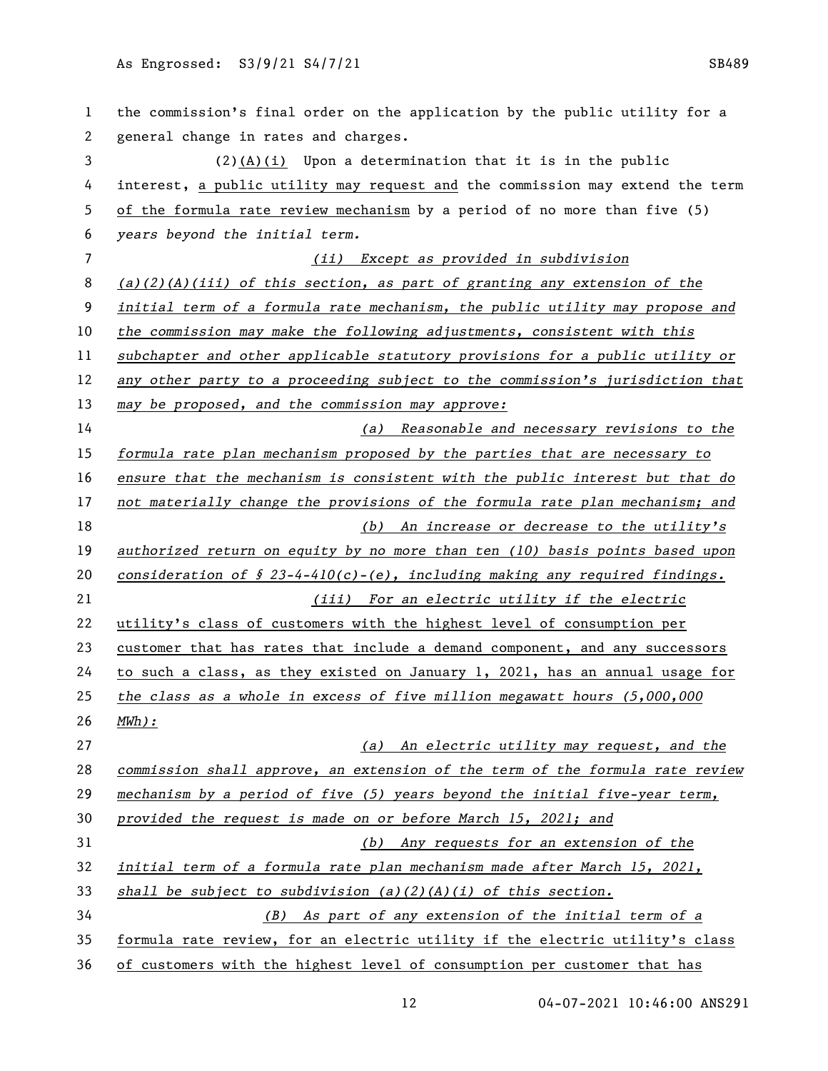the commission's final order on the application by the public utility for a general change in rates and charges.

(2)(A)(i) Upon a determination that it is in the public interest, a public utility may request and the commission may extend the term of the formula rate review mechanism by a period of no more than five (5) years beyond the initial term.

*(ii) Except as provided in subdivision (a)(2)(A)(iii) of this section, as part of granting any extension of the initial term of a formula rate mechanism, the public utility may propose and the commission may make the following adjustments, consistent with this subchapter and other applicable statutory provisions for a public utility or any other party to a proceeding subject to the commission's jurisdiction that may be proposed, and the commission may approve:*

*(a) Reasonable and necessary revisions to the formula rate plan mechanism proposed by the parties that are necessary to ensure that the mechanism is consistent with the public interest but that do not materially change the provisions of the formula rate plan mechanism; and*

*(b) An increase or decrease to the utility's authorized return on equity by no more than ten (10) basis points based upon consideration of § 23-4-410(c)-(e), including making any required findings.*

*(iii) For an electric utility if the electric* utility's class of customers with the highest level of consumption per customer that has rates that include a demand component, and any successors to such a class, as they existed on January 1, 2021, has an annual usage for *the class as a whole in excess of five million megawatt hours (5,000,000 MWh):*

*(a) An electric utility may request, and the commission shall approve, an extension of the term of the formula rate review mechanism by a period of five (5) years beyond the initial five-year term, provided the request is made on or before March 15, 2021; and*

*(b) Any requests for an extension of the initial term of a formula rate plan mechanism made after March 15, 2021, shall be subject to subdivision (a)(2)(A)(i) of this section.*

*(B) As part of any extension of the initial term of a* formula rate review, for an electric utility if the electric utility's class of customers with the highest level of consumption per customer that has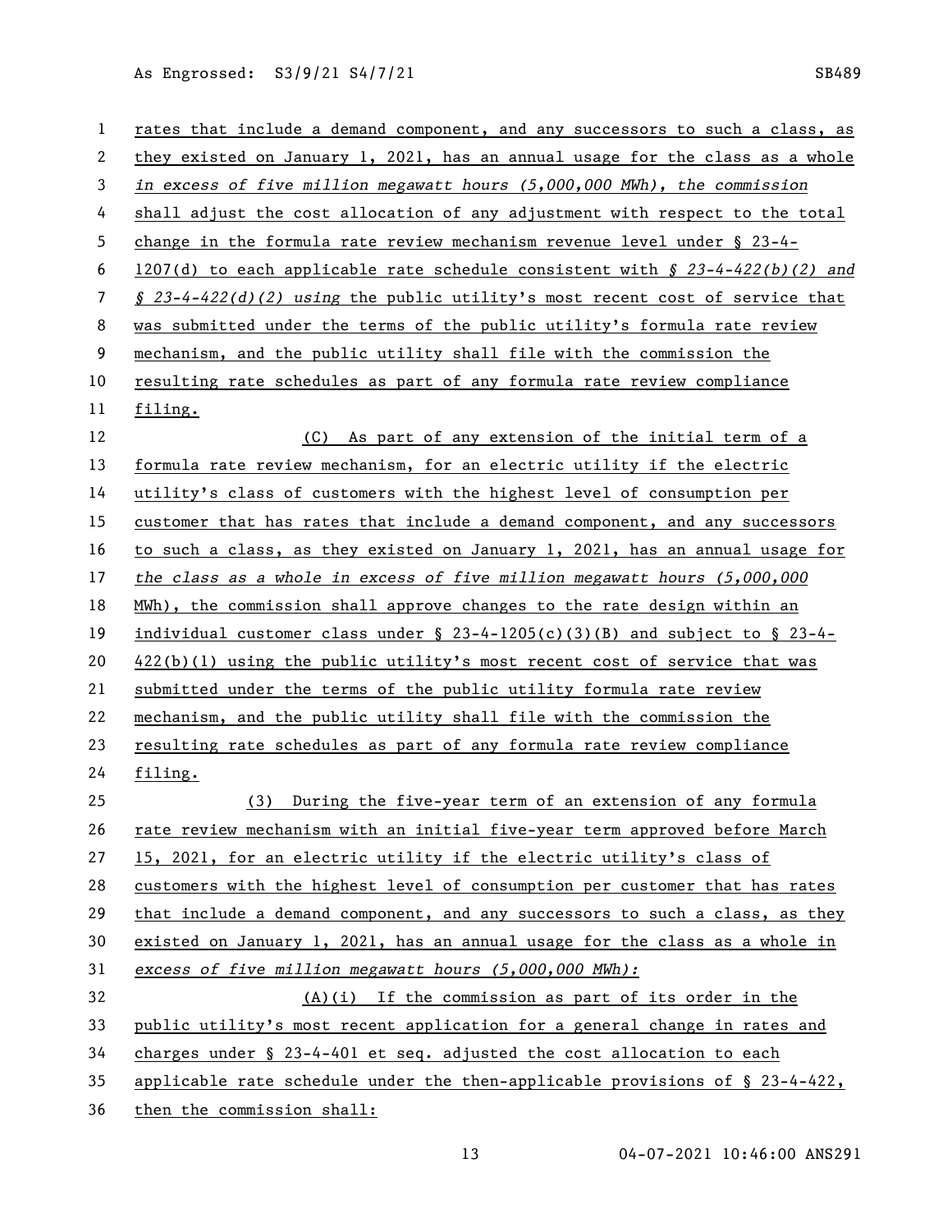rates that include a demand component, and any successors to such a class, as they existed on January 1, 2021, has an annual usage for the class as a whole *in excess of five million megawatt hours (5,000,000 MWh), the commission* shall adjust the cost allocation of any adjustment with respect to the total change in the formula rate review mechanism revenue level under § 23-4-1207(d) to each applicable rate schedule consistent with *§ 23-4-422(b)(2) and § 23-4-422(d)(2) using* the public utility's most recent cost of service that was submitted under the terms of the public utility's formula rate review mechanism, and the public utility shall file with the commission the resulting rate schedules as part of any formula rate review compliance filing.

(C) As part of any extension of the initial term of a formula rate review mechanism, for an electric utility if the electric utility's class of customers with the highest level of consumption per customer that has rates that include a demand component, and any successors to such a class, as they existed on January 1, 2021, has an annual usage for *the class as a whole in excess of five million megawatt hours (5,000,000* MWh), the commission shall approve changes to the rate design within an individual customer class under § 23-4-1205(c)(3)(B) and subject to § 23-4-422(b)(1) using the public utility's most recent cost of service that was submitted under the terms of the public utility formula rate review mechanism, and the public utility shall file with the commission the resulting rate schedules as part of any formula rate review compliance filing.

(3) During the five-year term of an extension of any formula rate review mechanism with an initial five-year term approved before March 15, 2021, for an electric utility if the electric utility's class of customers with the highest level of consumption per customer that has rates that include a demand component, and any successors to such a class, as they existed on January 1, 2021, has an annual usage for the class as a whole in *excess of five million megawatt hours (5,000,000 MWh):*

(A)(i) If the commission as part of its order in the public utility's most recent application for a general change in rates and charges under § 23-4-401 et seq. adjusted the cost allocation to each applicable rate schedule under the then-applicable provisions of § 23-4-422, then the commission shall: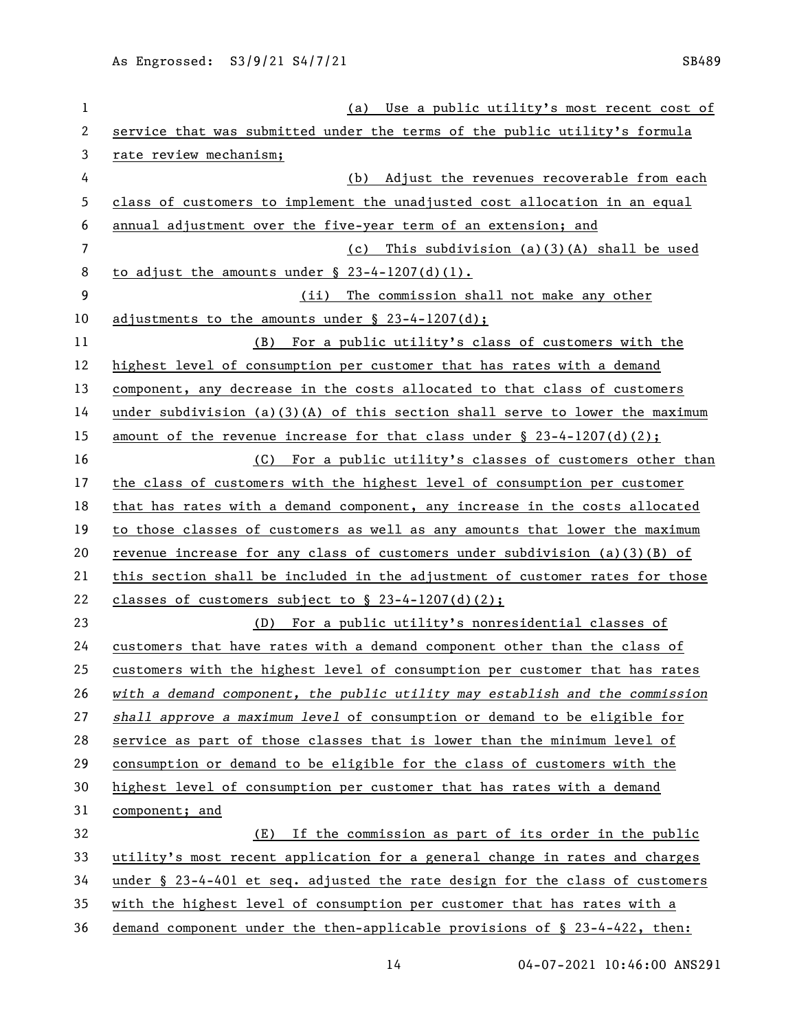(a) Use a public utility's most recent cost of service that was submitted under the terms of the public utility's formula rate review mechanism;

(b) Adjust the revenues recoverable from each class of customers to implement the unadjusted cost allocation in an equal annual adjustment over the five-year term of an extension; and

(c) This subdivision (a)(3)(A) shall be used to adjust the amounts under § 23-4-1207(d)(1).

(ii) The commission shall not make any other adjustments to the amounts under § 23-4-1207(d);

(B) For a public utility's class of customers with the highest level of consumption per customer that has rates with a demand component, any decrease in the costs allocated to that class of customers under subdivision (a)(3)(A) of this section shall serve to lower the maximum amount of the revenue increase for that class under § 23-4-1207(d)(2);

(C) For a public utility's classes of customers other than the class of customers with the highest level of consumption per customer that has rates with a demand component, any increase in the costs allocated to those classes of customers as well as any amounts that lower the maximum revenue increase for any class of customers under subdivision (a)(3)(B) of this section shall be included in the adjustment of customer rates for those classes of customers subject to § 23-4-1207(d)(2);

(D) For a public utility's nonresidential classes of customers that have rates with a demand component other than the class of customers with the highest level of consumption per customer that has rates *with a demand component, the public utility may establish and the commission shall approve a maximum level* of consumption or demand to be eligible for service as part of those classes that is lower than the minimum level of consumption or demand to be eligible for the class of customers with the highest level of consumption per customer that has rates with a demand component; and

(E) If the commission as part of its order in the public utility's most recent application for a general change in rates and charges under § 23-4-401 et seq. adjusted the rate design for the class of customers with the highest level of consumption per customer that has rates with a demand component under the then-applicable provisions of § 23-4-422, then: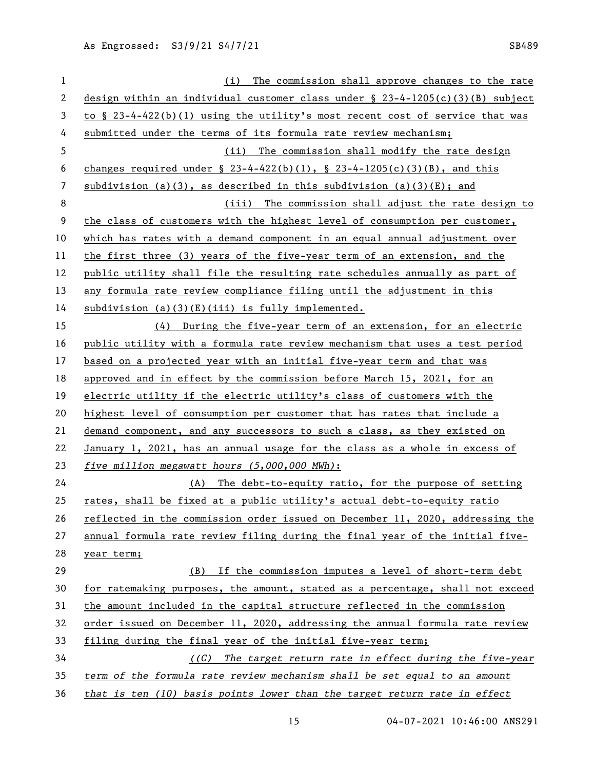(i) The commission shall approve changes to the rate design within an individual customer class under § 23-4-1205(c)(3)(B) subject to § 23-4-422(b)(1) using the utility's most recent cost of service that was submitted under the terms of its formula rate review mechanism;

(ii) The commission shall modify the rate design changes required under § 23-4-422(b)(1), § 23-4-1205(c)(3)(B), and this subdivision (a)(3), as described in this subdivision (a)(3)(E); and

(iii) The commission shall adjust the rate design to the class of customers with the highest level of consumption per customer, which has rates with a demand component in an equal annual adjustment over the first three (3) years of the five-year term of an extension, and the public utility shall file the resulting rate schedules annually as part of any formula rate review compliance filing until the adjustment in this subdivision (a)(3)(E)(iii) is fully implemented.

(4) During the five-year term of an extension, for an electric public utility with a formula rate review mechanism that uses a test period based on a projected year with an initial five-year term and that was approved and in effect by the commission before March 15, 2021, for an electric utility if the electric utility's class of customers with the highest level of consumption per customer that has rates that include a demand component, and any successors to such a class, as they existed on January 1, 2021, has an annual usage for the class as a whole in excess of *five million megawatt hours (5,000,000 MWh)*:

(A) The debt-to-equity ratio, for the purpose of setting rates, shall be fixed at a public utility's actual debt-to-equity ratio reflected in the commission order issued on December 11, 2020, addressing the annual formula rate review filing during the final year of the initial five-year term;

(B) If the commission imputes a level of short-term debt for ratemaking purposes, the amount, stated as a percentage, shall not exceed the amount included in the capital structure reflected in the commission order issued on December 11, 2020, addressing the annual formula rate review filing during the final year of the initial five-year term;

*((C) The target return rate in effect during the five-year term of the formula rate review mechanism shall be set equal to an amount that is ten (10) basis points lower than the target return rate in effect*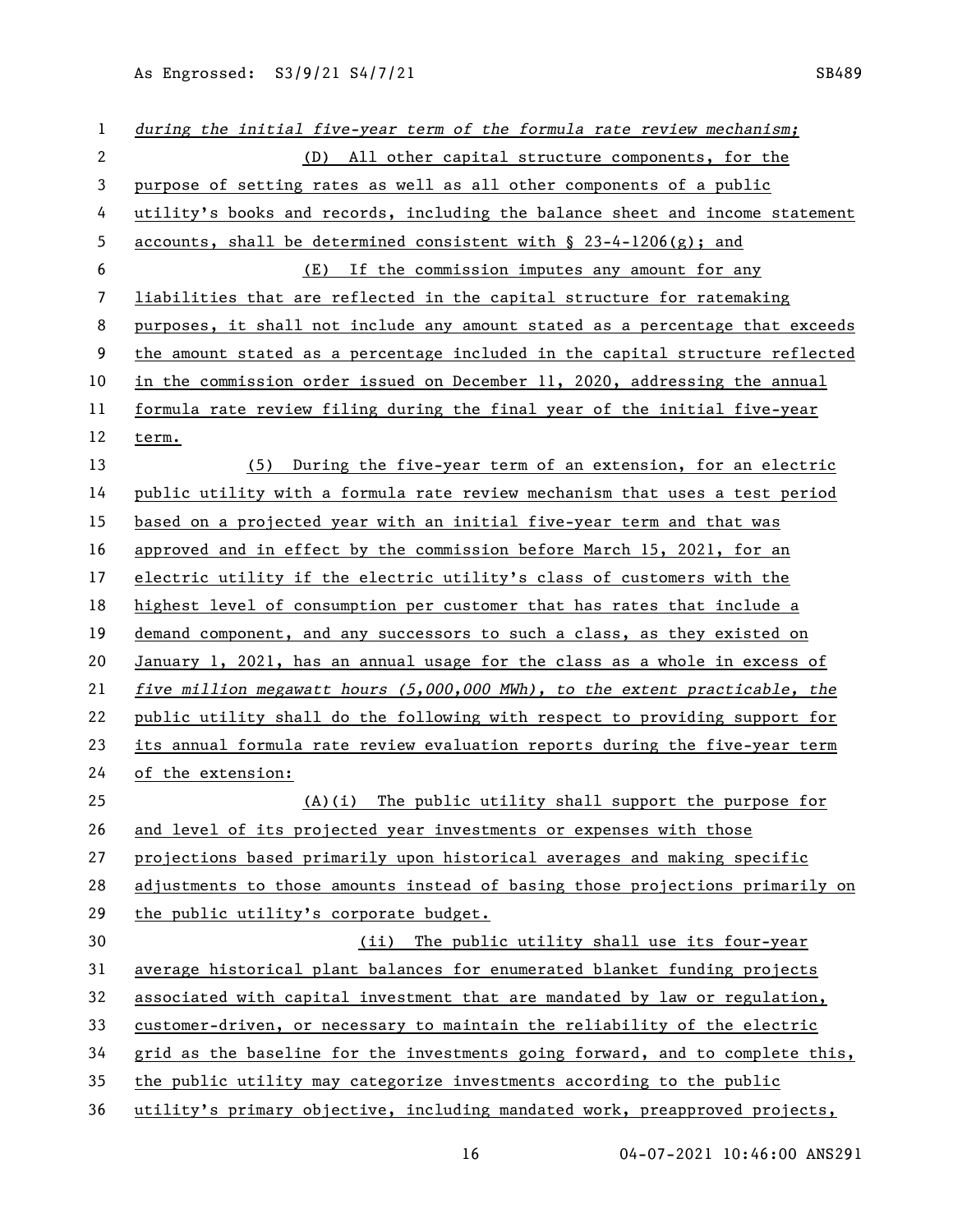*during the initial five-year term of the formula rate review mechanism;*

(D) All other capital structure components, for the purpose of setting rates as well as all other components of a public utility's books and records, including the balance sheet and income statement accounts, shall be determined consistent with § 23-4-1206(g); and

(E) If the commission imputes any amount for any liabilities that are reflected in the capital structure for ratemaking purposes, it shall not include any amount stated as a percentage that exceeds the amount stated as a percentage included in the capital structure reflected in the commission order issued on December 11, 2020, addressing the annual formula rate review filing during the final year of the initial five-year term.

(5) During the five-year term of an extension, for an electric public utility with a formula rate review mechanism that uses a test period based on a projected year with an initial five-year term and that was approved and in effect by the commission before March 15, 2021, for an electric utility if the electric utility's class of customers with the highest level of consumption per customer that has rates that include a demand component, and any successors to such a class, as they existed on January 1, 2021, has an annual usage for the class as a whole in excess of *five million megawatt hours (5,000,000 MWh), to the extent practicable, the* public utility shall do the following with respect to providing support for its annual formula rate review evaluation reports during the five-year term of the extension:

(A)(i) The public utility shall support the purpose for and level of its projected year investments or expenses with those projections based primarily upon historical averages and making specific adjustments to those amounts instead of basing those projections primarily on the public utility's corporate budget.

(ii) The public utility shall use its four-year average historical plant balances for enumerated blanket funding projects associated with capital investment that are mandated by law or regulation, customer-driven, or necessary to maintain the reliability of the electric grid as the baseline for the investments going forward, and to complete this, the public utility may categorize investments according to the public utility's primary objective, including mandated work, preapproved projects,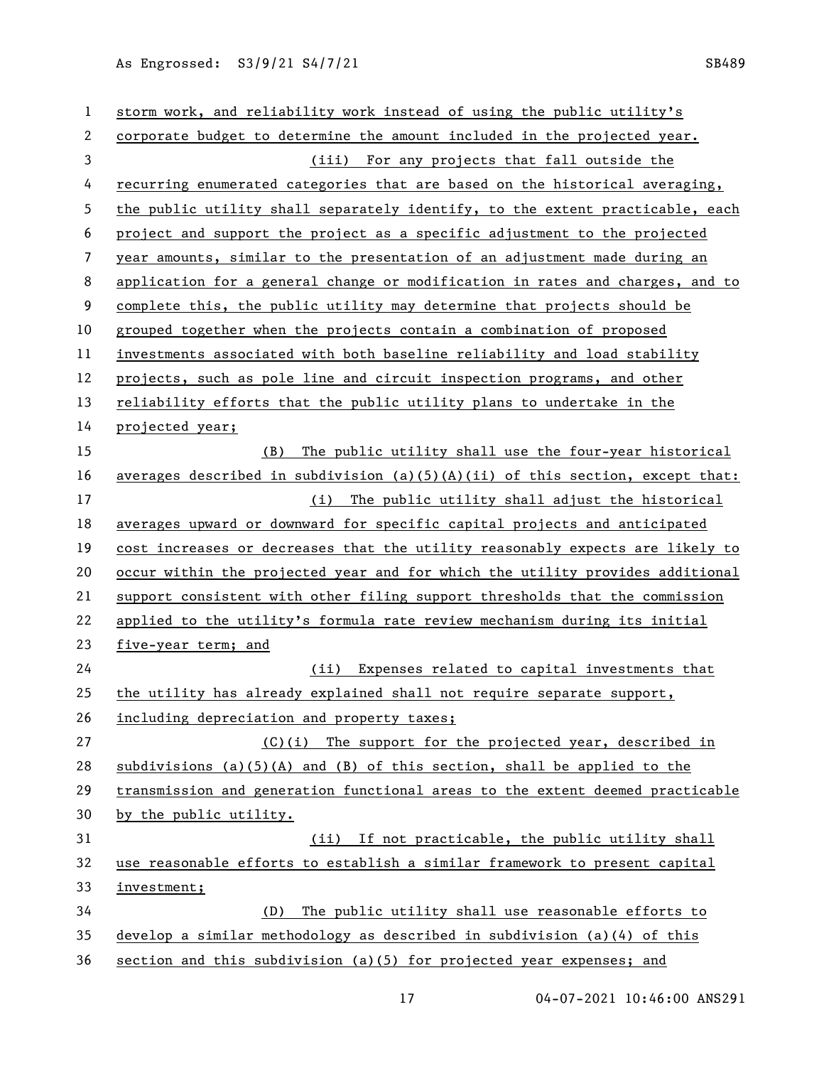storm work, and reliability work instead of using the public utility's corporate budget to determine the amount included in the projected year.

(iii) For any projects that fall outside the recurring enumerated categories that are based on the historical averaging, the public utility shall separately identify, to the extent practicable, each project and support the project as a specific adjustment to the projected year amounts, similar to the presentation of an adjustment made during an application for a general change or modification in rates and charges, and to complete this, the public utility may determine that projects should be grouped together when the projects contain a combination of proposed investments associated with both baseline reliability and load stability projects, such as pole line and circuit inspection programs, and other reliability efforts that the public utility plans to undertake in the projected year;

(B) The public utility shall use the four-year historical averages described in subdivision (a)(5)(A)(ii) of this section, except that:

(i) The public utility shall adjust the historical averages upward or downward for specific capital projects and anticipated cost increases or decreases that the utility reasonably expects are likely to occur within the projected year and for which the utility provides additional support consistent with other filing support thresholds that the commission applied to the utility's formula rate review mechanism during its initial five-year term; and

(ii) Expenses related to capital investments that the utility has already explained shall not require separate support, including depreciation and property taxes;

(C)(i) The support for the projected year, described in subdivisions (a)(5)(A) and (B) of this section, shall be applied to the transmission and generation functional areas to the extent deemed practicable by the public utility.

(ii) If not practicable, the public utility shall use reasonable efforts to establish a similar framework to present capital investment;

(D) The public utility shall use reasonable efforts to develop a similar methodology as described in subdivision (a)(4) of this section and this subdivision (a)(5) for projected year expenses; and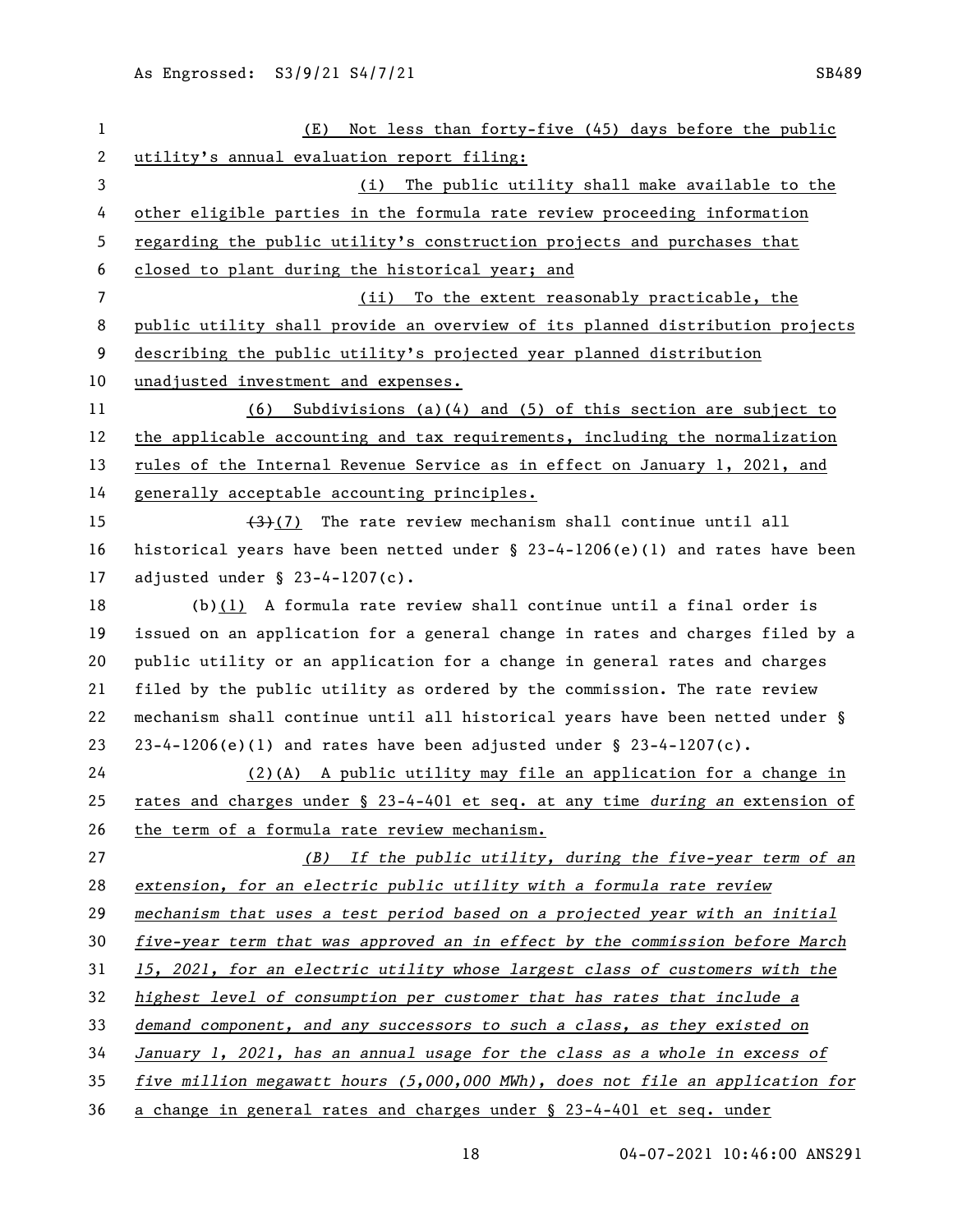(E) Not less than forty-five (45) days before the public utility's annual evaluation report filing:

(i) The public utility shall make available to the other eligible parties in the formula rate review proceeding information regarding the public utility's construction projects and purchases that closed to plant during the historical year; and

(ii) To the extent reasonably practicable, the public utility shall provide an overview of its planned distribution projects describing the public utility's projected year planned distribution unadjusted investment and expenses.

(6) Subdivisions (a)(4) and (5) of this section are subject to the applicable accounting and tax requirements, including the normalization rules of the Internal Revenue Service as in effect on January 1, 2021, and generally acceptable accounting principles.

~~(3)~~(7) The rate review mechanism shall continue until all historical years have been netted under § 23-4-1206(e)(1) and rates have been adjusted under § 23-4-1207(c).

(b)(1) A formula rate review shall continue until a final order is issued on an application for a general change in rates and charges filed by a public utility or an application for a change in general rates and charges filed by the public utility as ordered by the commission. The rate review mechanism shall continue until all historical years have been netted under § 23-4-1206(e)(1) and rates have been adjusted under § 23-4-1207(c).

(2)(A) A public utility may file an application for a change in rates and charges under § 23-4-401 et seq. at any time *during an* extension of the term of a formula rate review mechanism.

*(B) If the public utility, during the five-year term of an extension, for an electric public utility with a formula rate review mechanism that uses a test period based on a projected year with an initial five-year term that was approved an in effect by the commission before March 15, 2021, for an electric utility whose largest class of customers with the highest level of consumption per customer that has rates that include a demand component, and any successors to such a class, as they existed on January 1, 2021, has an annual usage for the class as a whole in excess of five million megawatt hours (5,000,000 MWh), does not file an application for* a change in general rates and charges under § 23-4-401 et seq. under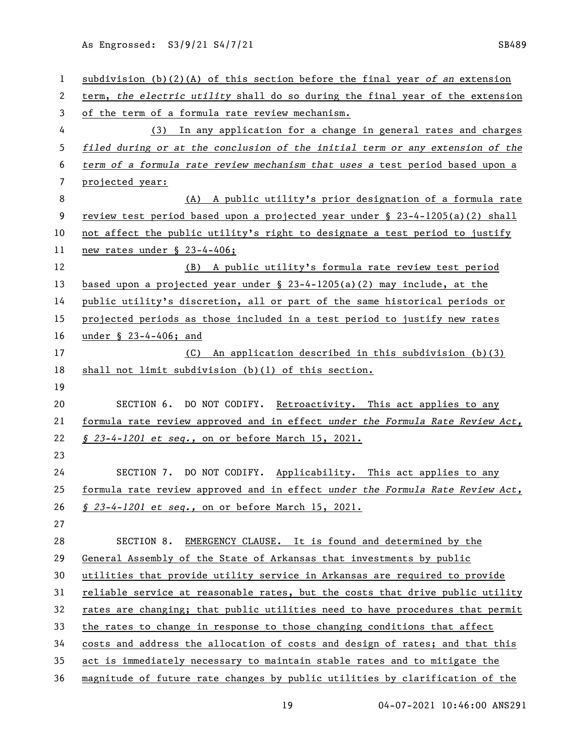subdivision (b)(2)(A) of this section before the final year *of an* extension term, *the electric utility* shall do so during the final year of the extension of the term of a formula rate review mechanism.

(3) In any application for a change in general rates and charges *filed during or at the conclusion of the initial term or any extension of the term of a formula rate review mechanism that uses a* test period based upon a projected year:

(A) A public utility's prior designation of a formula rate review test period based upon a projected year under § 23-4-1205(a)(2) shall not affect the public utility's right to designate a test period to justify new rates under § 23-4-406;

(B) A public utility's formula rate review test period based upon a projected year under § 23-4-1205(a)(2) may include, at the public utility's discretion, all or part of the same historical periods or projected periods as those included in a test period to justify new rates under § 23-4-406; and

(C) An application described in this subdivision (b)(3) shall not limit subdivision (b)(1) of this section.

SECTION 6. DO NOT CODIFY. Retroactivity. This act applies to any formula rate review approved and in effect *under the Formula Rate Review Act, § 23-4-1201 et seq.*, on or before March 15, 2021.

SECTION 7. DO NOT CODIFY. Applicability. This act applies to any formula rate review approved and in effect *under the Formula Rate Review Act, § 23-4-1201 et seq.*, on or before March 15, 2021.

SECTION 8. EMERGENCY CLAUSE. It is found and determined by the General Assembly of the State of Arkansas that investments by public utilities that provide utility service in Arkansas are required to provide reliable service at reasonable rates, but the costs that drive public utility rates are changing; that public utilities need to have procedures that permit the rates to change in response to those changing conditions that affect costs and address the allocation of costs and design of rates; and that this act is immediately necessary to maintain stable rates and to mitigate the magnitude of future rate changes by public utilities by clarification of the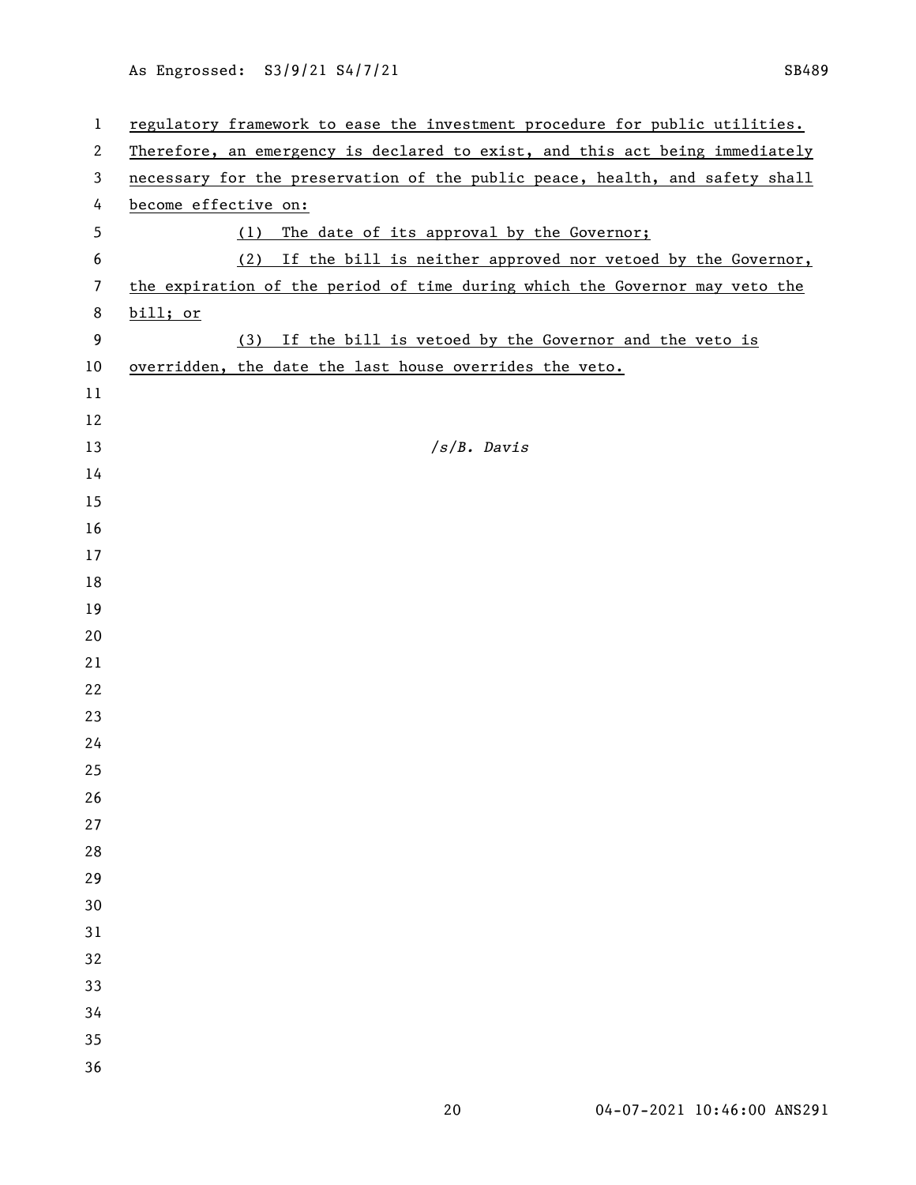regulatory framework to ease the investment procedure for public utilities. Therefore, an emergency is declared to exist, and this act being immediately necessary for the preservation of the public peace, health, and safety shall become effective on:

(1) The date of its approval by the Governor;

(2) If the bill is neither approved nor vetoed by the Governor, the expiration of the period of time during which the Governor may veto the bill; or

(3) If the bill is vetoed by the Governor and the veto is overridden, the date the last house overrides the veto.

*/s/B. Davis*